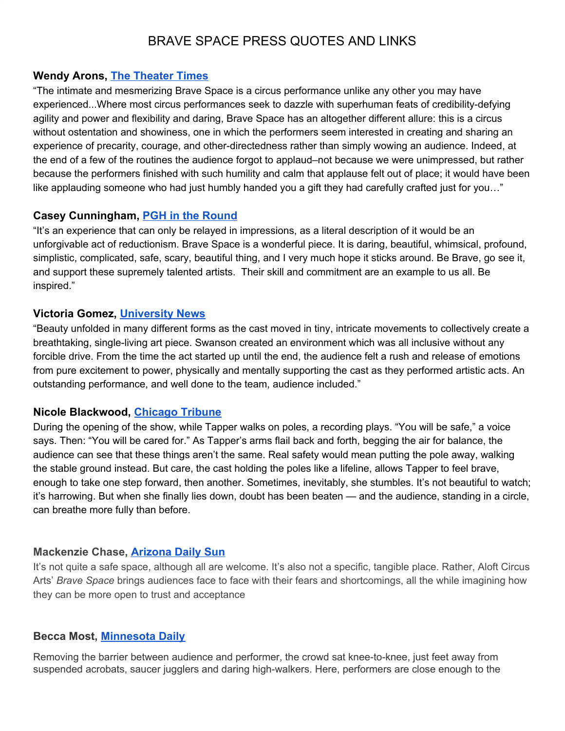# BRAVE SPACE PRESS QUOTES AND LINKS

**Wendy Arons, The Theater Times**

“The intimate and mesmerizing Brave Space is a circus performance unlike any other you may have experienced...Where most circus performances seek to dazzle with superhuman feats of credibility-defying agility and power and flexibility and daring, Brave Space has an altogether different allure: this is a circus without ostentation and showiness, one in which the performers seem interested in creating and sharing an experience of precarity, courage, and other-directedness rather than simply wowing an audience. Indeed, at the end of a few of the routines the audience forgot to applaud–not because we were unimpressed, but rather because the performers finished with such humility and calm that applause felt out of place; it would have been like applauding someone who had just humbly handed you a gift they had carefully crafted just for you…”

**Casey Cunningham, PGH in the Round**

“It’s an experience that can only be relayed in impressions, as a literal description of it would be an unforgivable act of reductionism. Brave Space is a wonderful piece. It is daring, beautiful, whimsical, profound, simplistic, complicated, safe, scary, beautiful thing, and I very much hope it sticks around. Be Brave, go see it, and support these supremely talented artists.  Their skill and commitment are an example to us all. Be inspired.”

**Victoria Gomez, University News**

“Beauty unfolded in many different forms as the cast moved in tiny, intricate movements to collectively create a breathtaking, single-living art piece. Swanson created an environment which was all inclusive without any forcible drive. From the time the act started up until the end, the audience felt a rush and release of emotions from pure excitement to power, physically and mentally supporting the cast as they performed artistic acts. An outstanding performance, and well done to the team, audience included.”

**Nicole Blackwood, Chicago Tribune**

During the opening of the show, while Tapper walks on poles, a recording plays. “You will be safe,” a voice says. Then: “You will be cared for.” As Tapper’s arms flail back and forth, begging the air for balance, the audience can see that these things aren’t the same. Real safety would mean putting the pole away, walking the stable ground instead. But care, the cast holding the poles like a lifeline, allows Tapper to feel brave, enough to take one step forward, then another. Sometimes, inevitably, she stumbles. It’s not beautiful to watch; it’s harrowing. But when she finally lies down, doubt has been beaten — and the audience, standing in a circle, can breathe more fully than before.

**Mackenzie Chase, Arizona Daily Sun**

It’s not quite a safe space, although all are welcome. It’s also not a specific, tangible place. Rather, Aloft Circus Arts’ *Brave Space* brings audiences face to face with their fears and shortcomings, all the while imagining how they can be more open to trust and acceptance

**Becca Most, Minnesota Daily**

Removing the barrier between audience and performer, the crowd sat knee-to-knee, just feet away from suspended acrobats, saucer jugglers and daring high-walkers. Here, performers are close enough to the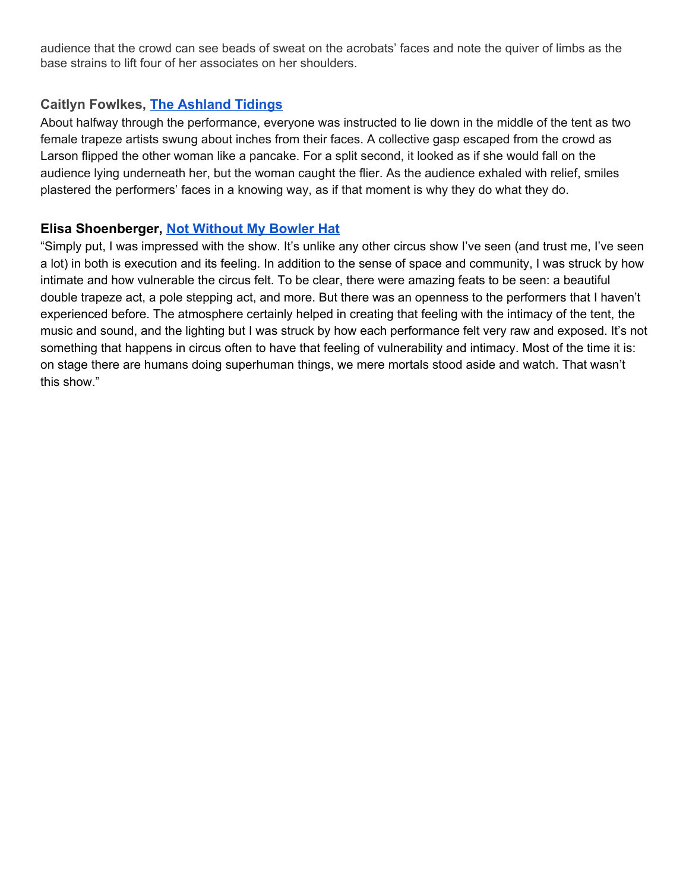audience that the crowd can see beads of sweat on the acrobats' faces and note the quiver of limbs as the base strains to lift four of her associates on her shoulders.

### Caitlyn Fowlkes, [The Ashland Tidings]

About halfway through the performance, everyone was instructed to lie down in the middle of the tent as two female trapeze artists swung about inches from their faces. A collective gasp escaped from the crowd as Larson flipped the other woman like a pancake. For a split second, it looked as if she would fall on the audience lying underneath her, but the woman caught the flier. As the audience exhaled with relief, smiles plastered the performers' faces in a knowing way, as if that moment is why they do what they do.

### Elisa Shoenberger, [Not Without My Bowler Hat]

"Simply put, I was impressed with the show. It's unlike any other circus show I've seen (and trust me, I've seen a lot) in both is execution and its feeling. In addition to the sense of space and community, I was struck by how intimate and how vulnerable the circus felt. To be clear, there were amazing feats to be seen: a beautiful double trapeze act, a pole stepping act, and more. But there was an openness to the performers that I haven't experienced before. The atmosphere certainly helped in creating that feeling with the intimacy of the tent, the music and sound, and the lighting but I was struck by how each performance felt very raw and exposed. It's not something that happens in circus often to have that feeling of vulnerability and intimacy. Most of the time it is: on stage there are humans doing superhuman things, we mere mortals stood aside and watch. That wasn't this show."